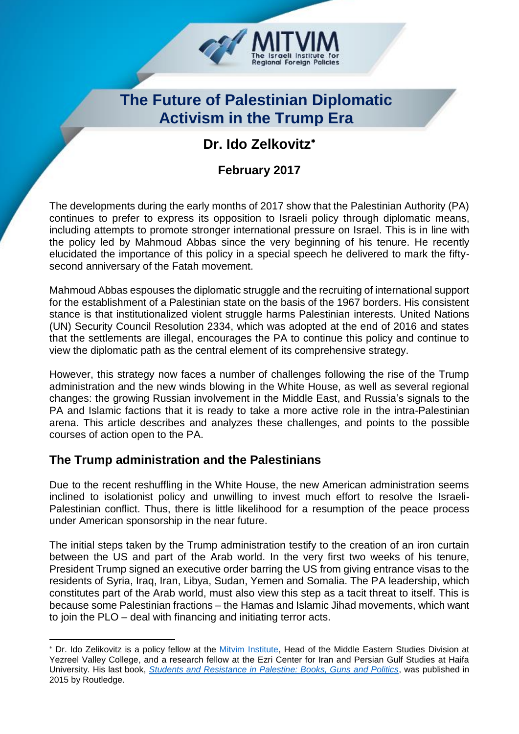# The Future of Palestinian Diplomatic Activism in the Trump Era

## Dr. Ido Zelkovitz*

### February 2017

The developments during the early months of 2017 show that the Palestinian Authority (PA) continues to prefer to express its opposition to Israeli policy through diplomatic means, including attempts to promote stronger international pressure on Israel. This is in line with the policy led by Mahmoud Abbas since the very beginning of his tenure. He recently elucidated the importance of this policy in a special speech he delivered to mark the fifty-second anniversary of the Fatah movement.

Mahmoud Abbas espouses the diplomatic struggle and the recruiting of international support for the establishment of a Palestinian state on the basis of the 1967 borders. His consistent stance is that institutionalized violent struggle harms Palestinian interests. United Nations (UN) Security Council Resolution 2334, which was adopted at the end of 2016 and states that the settlements are illegal, encourages the PA to continue this policy and continue to view the diplomatic path as the central element of its comprehensive strategy.

However, this strategy now faces a number of challenges following the rise of the Trump administration and the new winds blowing in the White House, as well as several regional changes: the growing Russian involvement in the Middle East, and Russia's signals to the PA and Islamic factions that it is ready to take a more active role in the intra-Palestinian arena. This article describes and analyzes these challenges, and points to the possible courses of action open to the PA.

## The Trump administration and the Palestinians

Due to the recent reshuffling in the White House, the new American administration seems inclined to isolationist policy and unwilling to invest much effort to resolve the Israeli-Palestinian conflict. Thus, there is little likelihood for a resumption of the peace process under American sponsorship in the near future.

The initial steps taken by the Trump administration testify to the creation of an iron curtain between the US and part of the Arab world. In the very first two weeks of his tenure, President Trump signed an executive order barring the US from giving entrance visas to the residents of Syria, Iraq, Iran, Libya, Sudan, Yemen and Somalia. The PA leadership, which constitutes part of the Arab world, must also view this step as a tacit threat to itself. This is because some Palestinian fractions – the Hamas and Islamic Jihad movements, which want to join the PLO – deal with financing and initiating terror acts.

---

* Dr. Ido Zelikovitz is a policy fellow at the Mitvim Institute, Head of the Middle Eastern Studies Division at Yezreel Valley College, and a research fellow at the Ezri Center for Iran and Persian Gulf Studies at Haifa University. His last book, *Students and Resistance in Palestine: Books, Guns and Politics*, was published in 2015 by Routledge.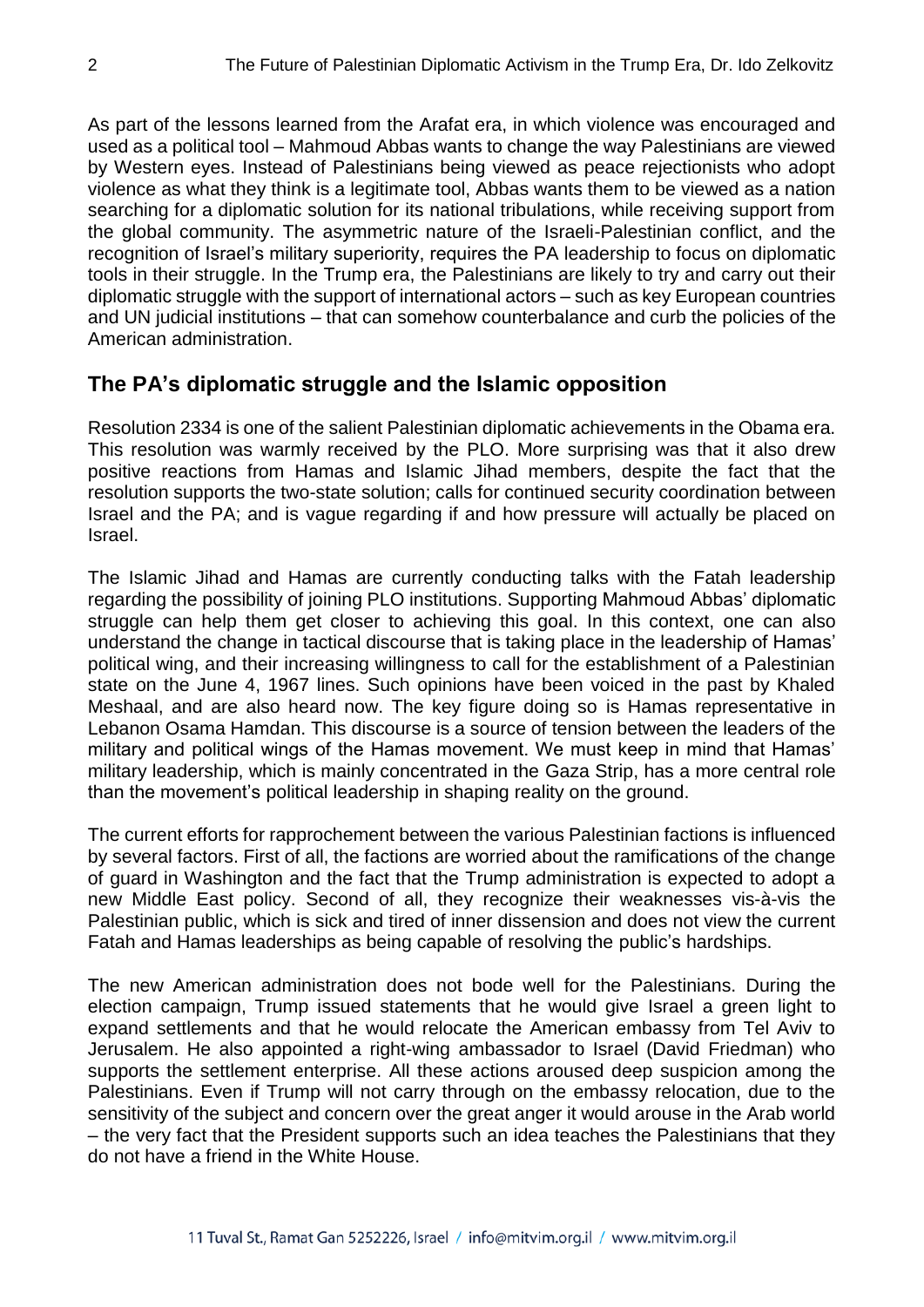As part of the lessons learned from the Arafat era, in which violence was encouraged and used as a political tool – Mahmoud Abbas wants to change the way Palestinians are viewed by Western eyes. Instead of Palestinians being viewed as peace rejectionists who adopt violence as what they think is a legitimate tool, Abbas wants them to be viewed as a nation searching for a diplomatic solution for its national tribulations, while receiving support from the global community. The asymmetric nature of the Israeli-Palestinian conflict, and the recognition of Israel's military superiority, requires the PA leadership to focus on diplomatic tools in their struggle. In the Trump era, the Palestinians are likely to try and carry out their diplomatic struggle with the support of international actors – such as key European countries and UN judicial institutions – that can somehow counterbalance and curb the policies of the American administration.

## The PA's diplomatic struggle and the Islamic opposition

Resolution 2334 is one of the salient Palestinian diplomatic achievements in the Obama era. This resolution was warmly received by the PLO. More surprising was that it also drew positive reactions from Hamas and Islamic Jihad members, despite the fact that the resolution supports the two-state solution; calls for continued security coordination between Israel and the PA; and is vague regarding if and how pressure will actually be placed on Israel.

The Islamic Jihad and Hamas are currently conducting talks with the Fatah leadership regarding the possibility of joining PLO institutions. Supporting Mahmoud Abbas' diplomatic struggle can help them get closer to achieving this goal. In this context, one can also understand the change in tactical discourse that is taking place in the leadership of Hamas' political wing, and their increasing willingness to call for the establishment of a Palestinian state on the June 4, 1967 lines. Such opinions have been voiced in the past by Khaled Meshaal, and are also heard now. The key figure doing so is Hamas representative in Lebanon Osama Hamdan. This discourse is a source of tension between the leaders of the military and political wings of the Hamas movement. We must keep in mind that Hamas' military leadership, which is mainly concentrated in the Gaza Strip, has a more central role than the movement's political leadership in shaping reality on the ground.

The current efforts for rapprochement between the various Palestinian factions is influenced by several factors. First of all, the factions are worried about the ramifications of the change of guard in Washington and the fact that the Trump administration is expected to adopt a new Middle East policy. Second of all, they recognize their weaknesses vis-à-vis the Palestinian public, which is sick and tired of inner dissension and does not view the current Fatah and Hamas leaderships as being capable of resolving the public's hardships.

The new American administration does not bode well for the Palestinians. During the election campaign, Trump issued statements that he would give Israel a green light to expand settlements and that he would relocate the American embassy from Tel Aviv to Jerusalem. He also appointed a right-wing ambassador to Israel (David Friedman) who supports the settlement enterprise. All these actions aroused deep suspicion among the Palestinians. Even if Trump will not carry through on the embassy relocation, due to the sensitivity of the subject and concern over the great anger it would arouse in the Arab world – the very fact that the President supports such an idea teaches the Palestinians that they do not have a friend in the White House.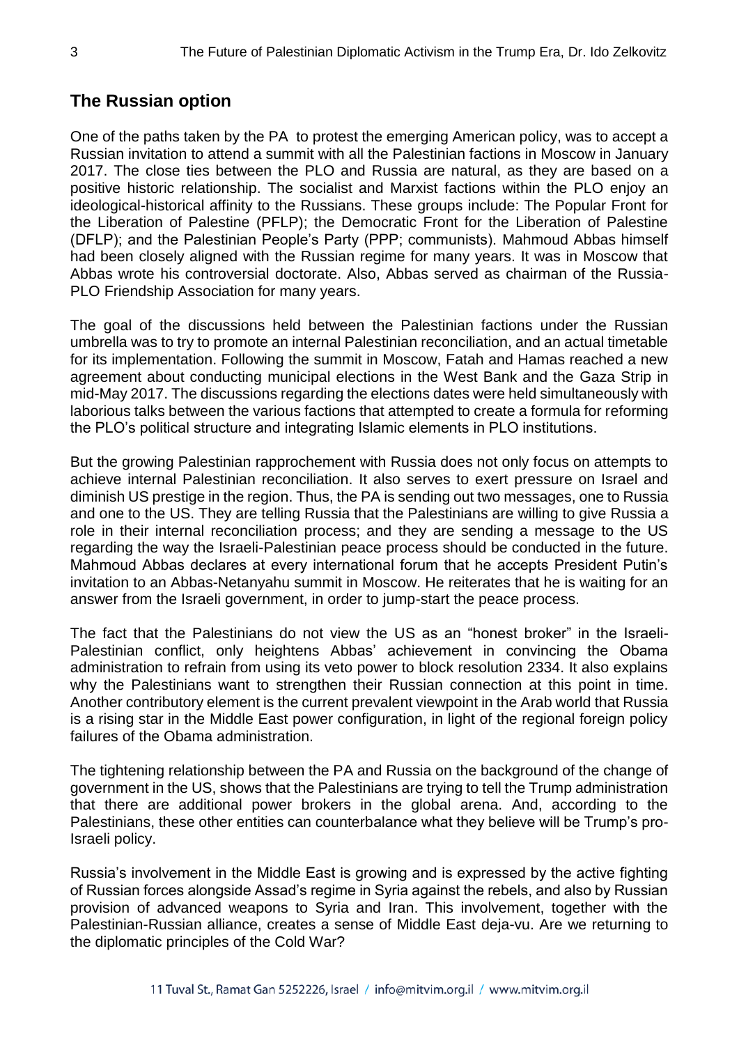## The Russian option

One of the paths taken by the PA to protest the emerging American policy, was to accept a Russian invitation to attend a summit with all the Palestinian factions in Moscow in January 2017. The close ties between the PLO and Russia are natural, as they are based on a positive historic relationship. The socialist and Marxist factions within the PLO enjoy an ideological-historical affinity to the Russians. These groups include: The Popular Front for the Liberation of Palestine (PFLP); the Democratic Front for the Liberation of Palestine (DFLP); and the Palestinian People's Party (PPP; communists). Mahmoud Abbas himself had been closely aligned with the Russian regime for many years. It was in Moscow that Abbas wrote his controversial doctorate. Also, Abbas served as chairman of the Russia-PLO Friendship Association for many years.

The goal of the discussions held between the Palestinian factions under the Russian umbrella was to try to promote an internal Palestinian reconciliation, and an actual timetable for its implementation. Following the summit in Moscow, Fatah and Hamas reached a new agreement about conducting municipal elections in the West Bank and the Gaza Strip in mid-May 2017. The discussions regarding the elections dates were held simultaneously with laborious talks between the various factions that attempted to create a formula for reforming the PLO's political structure and integrating Islamic elements in PLO institutions.

But the growing Palestinian rapprochement with Russia does not only focus on attempts to achieve internal Palestinian reconciliation. It also serves to exert pressure on Israel and diminish US prestige in the region. Thus, the PA is sending out two messages, one to Russia and one to the US. They are telling Russia that the Palestinians are willing to give Russia a role in their internal reconciliation process; and they are sending a message to the US regarding the way the Israeli-Palestinian peace process should be conducted in the future. Mahmoud Abbas declares at every international forum that he accepts President Putin's invitation to an Abbas-Netanyahu summit in Moscow. He reiterates that he is waiting for an answer from the Israeli government, in order to jump-start the peace process.

The fact that the Palestinians do not view the US as an "honest broker" in the Israeli-Palestinian conflict, only heightens Abbas' achievement in convincing the Obama administration to refrain from using its veto power to block resolution 2334. It also explains why the Palestinians want to strengthen their Russian connection at this point in time. Another contributory element is the current prevalent viewpoint in the Arab world that Russia is a rising star in the Middle East power configuration, in light of the regional foreign policy failures of the Obama administration.

The tightening relationship between the PA and Russia on the background of the change of government in the US, shows that the Palestinians are trying to tell the Trump administration that there are additional power brokers in the global arena. And, according to the Palestinians, these other entities can counterbalance what they believe will be Trump's pro-Israeli policy.

Russia's involvement in the Middle East is growing and is expressed by the active fighting of Russian forces alongside Assad's regime in Syria against the rebels, and also by Russian provision of advanced weapons to Syria and Iran. This involvement, together with the Palestinian-Russian alliance, creates a sense of Middle East deja-vu. Are we returning to the diplomatic principles of the Cold War?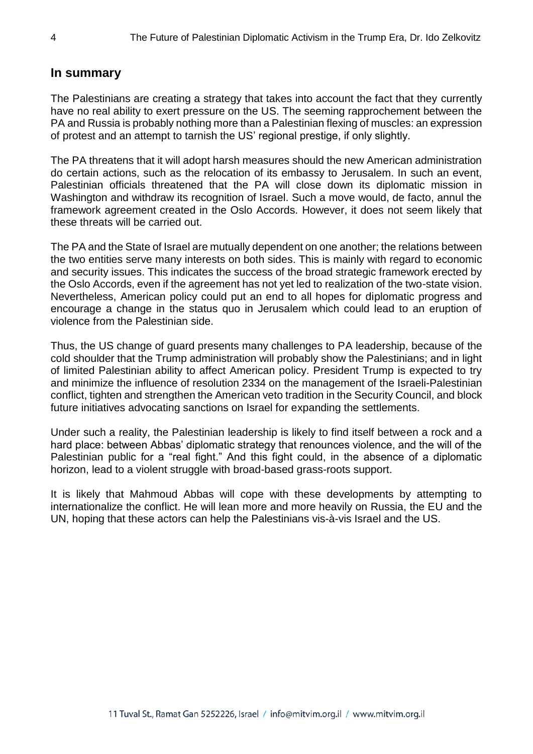## In summary

The Palestinians are creating a strategy that takes into account the fact that they currently have no real ability to exert pressure on the US. The seeming rapprochement between the PA and Russia is probably nothing more than a Palestinian flexing of muscles: an expression of protest and an attempt to tarnish the US' regional prestige, if only slightly.

The PA threatens that it will adopt harsh measures should the new American administration do certain actions, such as the relocation of its embassy to Jerusalem. In such an event, Palestinian officials threatened that the PA will close down its diplomatic mission in Washington and withdraw its recognition of Israel. Such a move would, de facto, annul the framework agreement created in the Oslo Accords. However, it does not seem likely that these threats will be carried out.

The PA and the State of Israel are mutually dependent on one another; the relations between the two entities serve many interests on both sides. This is mainly with regard to economic and security issues. This indicates the success of the broad strategic framework erected by the Oslo Accords, even if the agreement has not yet led to realization of the two-state vision. Nevertheless, American policy could put an end to all hopes for diplomatic progress and encourage a change in the status quo in Jerusalem which could lead to an eruption of violence from the Palestinian side.

Thus, the US change of guard presents many challenges to PA leadership, because of the cold shoulder that the Trump administration will probably show the Palestinians; and in light of limited Palestinian ability to affect American policy. President Trump is expected to try and minimize the influence of resolution 2334 on the management of the Israeli-Palestinian conflict, tighten and strengthen the American veto tradition in the Security Council, and block future initiatives advocating sanctions on Israel for expanding the settlements.

Under such a reality, the Palestinian leadership is likely to find itself between a rock and a hard place: between Abbas' diplomatic strategy that renounces violence, and the will of the Palestinian public for a "real fight." And this fight could, in the absence of a diplomatic horizon, lead to a violent struggle with broad-based grass-roots support.

It is likely that Mahmoud Abbas will cope with these developments by attempting to internationalize the conflict. He will lean more and more heavily on Russia, the EU and the UN, hoping that these actors can help the Palestinians vis-à-vis Israel and the US.

11 Tuval St., Ramat Gan 5252226, Israel / info@mitvim.org.il / www.mitvim.org.il